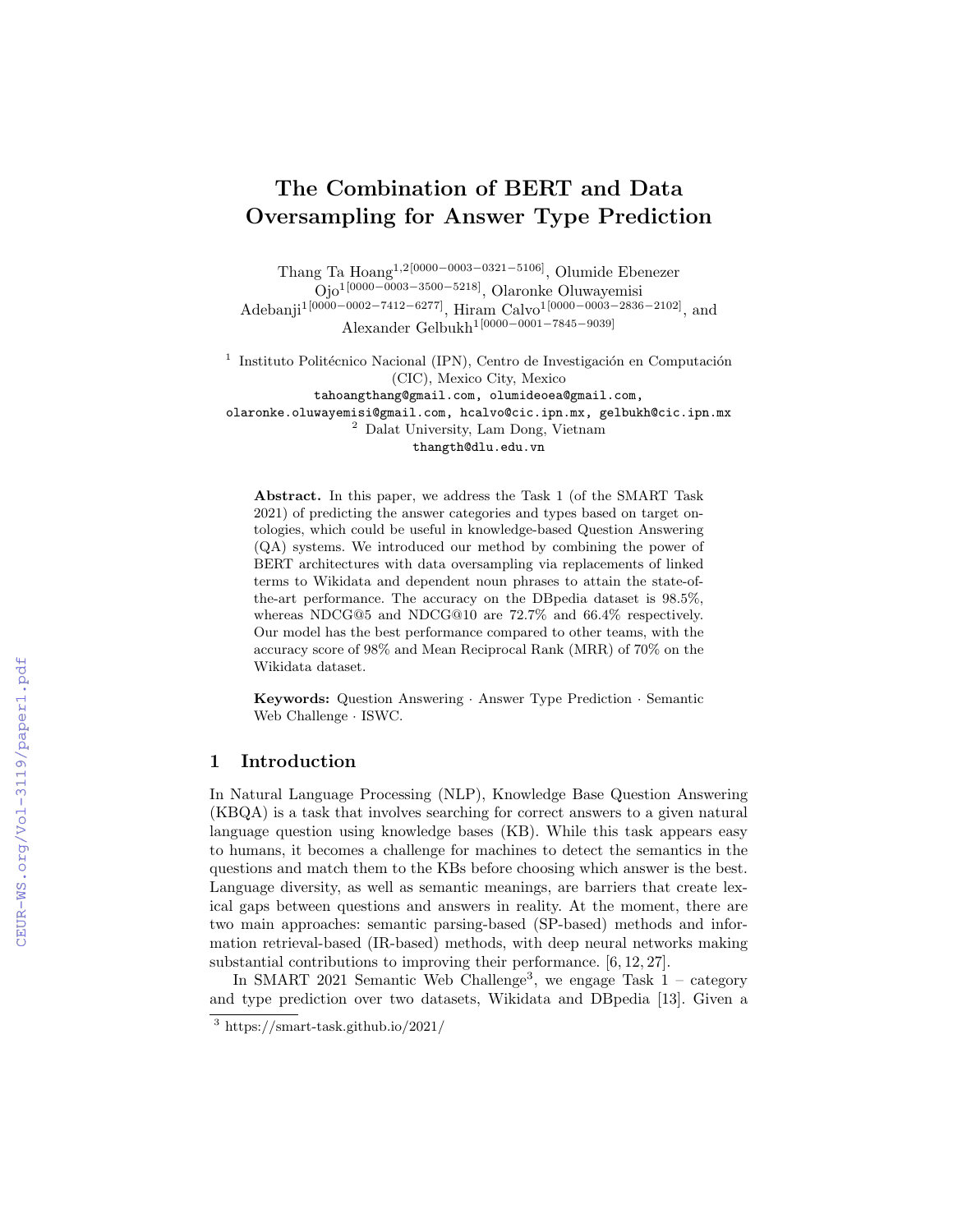# The Combination of BERT and Data Oversampling for Answer Type Prediction

Thang Ta Hoang[1,2][0000−0003−0321−5106], Olumide Ebenezer Ojo[1][0000−0003−3500−5218], Olaronke Oluwayemisi Adebanji[1][0000−0002−7412−6277], Hiram Calvo[1][0000−0003−2836−2102], and Alexander Gelbukh[1][0000−0001−7845−9039]

[1] Instituto Politécnico Nacional (IPN), Centro de Investigación en Computación (CIC), Mexico City, Mexico
tahoangthang@gmail.com, olumideoea@gmail.com, olaronke.oluwayemisi@gmail.com, hcalvo@cic.ipn.mx, gelbukh@cic.ipn.mx
[2] Dalat University, Lam Dong, Vietnam
thangth@dlu.edu.vn

**Abstract.** In this paper, we address the Task 1 (of the SMART Task 2021) of predicting the answer categories and types based on target ontologies, which could be useful in knowledge-based Question Answering (QA) systems. We introduced our method by combining the power of BERT architectures with data oversampling via replacements of linked terms to Wikidata and dependent noun phrases to attain the state-of-the-art performance. The accuracy on the DBpedia dataset is 98.5%, whereas NDCG@5 and NDCG@10 are 72.7% and 66.4% respectively. Our model has the best performance compared to other teams, with the accuracy score of 98% and Mean Reciprocal Rank (MRR) of 70% on the Wikidata dataset.

**Keywords:** Question Answering · Answer Type Prediction · Semantic Web Challenge · ISWC.

## 1 Introduction

In Natural Language Processing (NLP), Knowledge Base Question Answering (KBQA) is a task that involves searching for correct answers to a given natural language question using knowledge bases (KB). While this task appears easy to humans, it becomes a challenge for machines to detect the semantics in the questions and match them to the KBs before choosing which answer is the best. Language diversity, as well as semantic meanings, are barriers that create lexical gaps between questions and answers in reality. At the moment, there are two main approaches: semantic parsing-based (SP-based) methods and information retrieval-based (IR-based) methods, with deep neural networks making substantial contributions to improving their performance. [6, 12, 27].

In SMART 2021 Semantic Web Challenge[3], we engage Task 1 – category and type prediction over two datasets, Wikidata and DBpedia [13]. Given a

[3] https://smart-task.github.io/2021/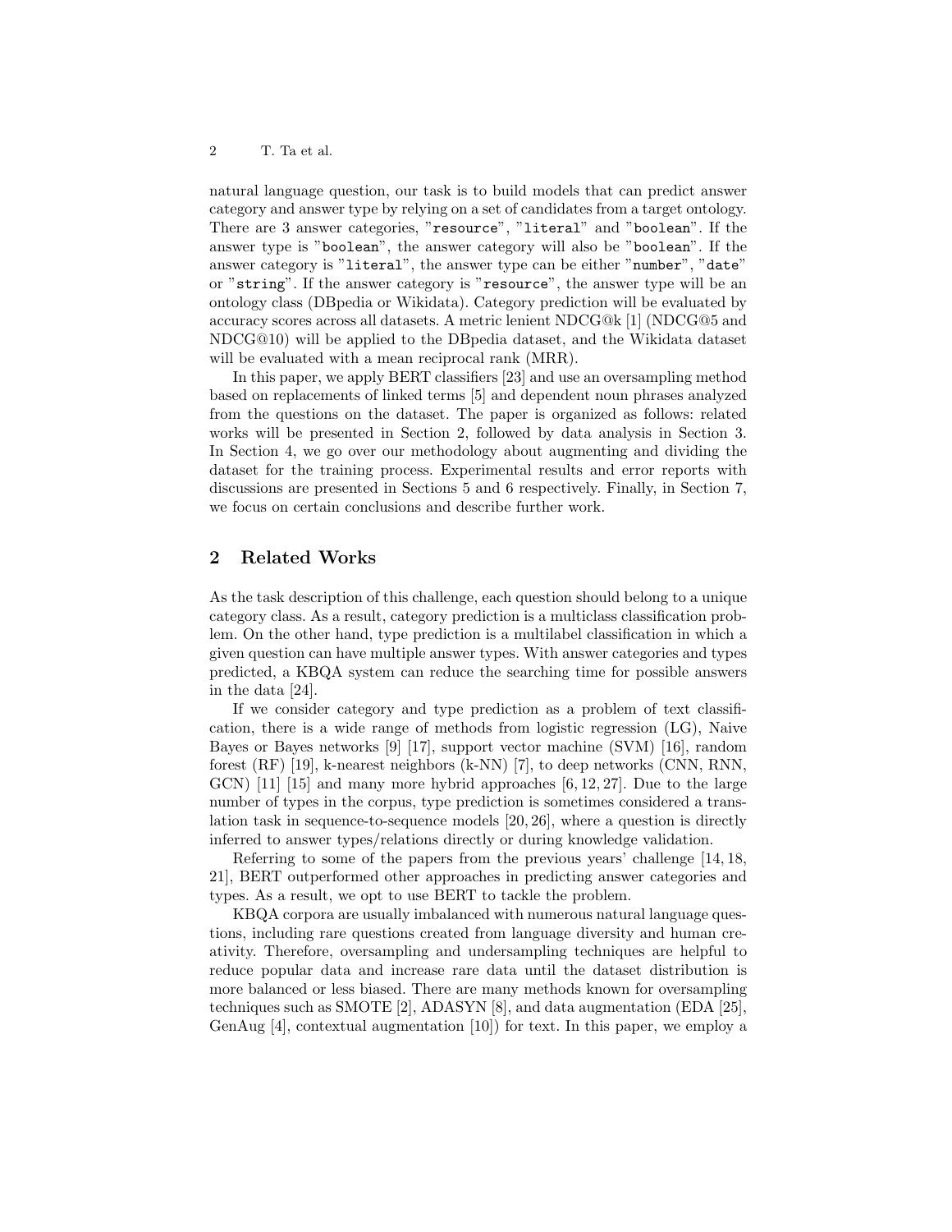natural language question, our task is to build models that can predict answer category and answer type by relying on a set of candidates from a target ontology. There are 3 answer categories, "`resource`", "`literal`" and "`boolean`". If the answer type is "`boolean`", the answer category will also be "`boolean`". If the answer category is "`literal`", the answer type can be either "`number`", "`date`" or "`string`". If the answer category is "`resource`", the answer type will be an ontology class (DBpedia or Wikidata). Category prediction will be evaluated by accuracy scores across all datasets. A metric lenient NDCG@k [1] (NDCG@5 and NDCG@10) will be applied to the DBpedia dataset, and the Wikidata dataset will be evaluated with a mean reciprocal rank (MRR).

In this paper, we apply BERT classifiers [23] and use an oversampling method based on replacements of linked terms [5] and dependent noun phrases analyzed from the questions on the dataset. The paper is organized as follows: related works will be presented in Section 2, followed by data analysis in Section 3. In Section 4, we go over our methodology about augmenting and dividing the dataset for the training process. Experimental results and error reports with discussions are presented in Sections 5 and 6 respectively. Finally, in Section 7, we focus on certain conclusions and describe further work.

## 2 Related Works

As the task description of this challenge, each question should belong to a unique category class. As a result, category prediction is a multiclass classification problem. On the other hand, type prediction is a multilabel classification in which a given question can have multiple answer types. With answer categories and types predicted, a KBQA system can reduce the searching time for possible answers in the data [24].

If we consider category and type prediction as a problem of text classification, there is a wide range of methods from logistic regression (LG), Naive Bayes or Bayes networks [9] [17], support vector machine (SVM) [16], random forest (RF) [19], k-nearest neighbors (k-NN) [7], to deep networks (CNN, RNN, GCN) [11] [15] and many more hybrid approaches [6, 12, 27]. Due to the large number of types in the corpus, type prediction is sometimes considered a translation task in sequence-to-sequence models [20, 26], where a question is directly inferred to answer types/relations directly or during knowledge validation.

Referring to some of the papers from the previous years' challenge [14, 18, 21], BERT outperformed other approaches in predicting answer categories and types. As a result, we opt to use BERT to tackle the problem.

KBQA corpora are usually imbalanced with numerous natural language questions, including rare questions created from language diversity and human creativity. Therefore, oversampling and undersampling techniques are helpful to reduce popular data and increase rare data until the dataset distribution is more balanced or less biased. There are many methods known for oversampling techniques such as SMOTE [2], ADASYN [8], and data augmentation (EDA [25], GenAug [4], contextual augmentation [10]) for text. In this paper, we employ a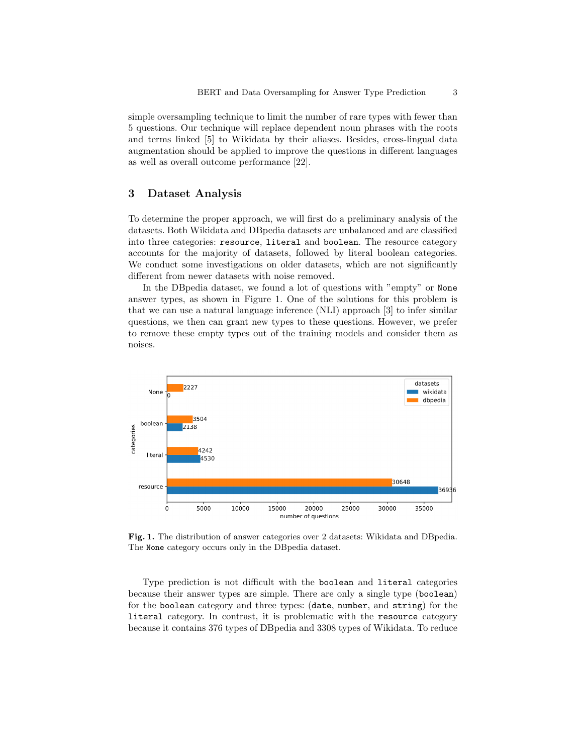simple oversampling technique to limit the number of rare types with fewer than 5 questions. Our technique will replace dependent noun phrases with the roots and terms linked [5] to Wikidata by their aliases. Besides, cross-lingual data augmentation should be applied to improve the questions in different languages as well as overall outcome performance [22].

## 3 Dataset Analysis

To determine the proper approach, we will first do a preliminary analysis of the datasets. Both Wikidata and DBpedia datasets are unbalanced and are classified into three categories: `resource`, `literal` and `boolean`. The resource category accounts for the majority of datasets, followed by literal boolean categories. We conduct some investigations on older datasets, which are not significantly different from newer datasets with noise removed.

In the DBpedia dataset, we found a lot of questions with "empty" or `None` answer types, as shown in Figure 1. One of the solutions for this problem is that we can use a natural language inference (NLI) approach [3] to infer similar questions, we then can grant new types to these questions. However, we prefer to remove these empty types out of the training models and consider them as noises.

**Fig. 1.** The distribution of answer categories over 2 datasets: Wikidata and DBpedia. The `None` category occurs only in the DBpedia dataset.

Type prediction is not difficult with the `boolean` and `literal` categories because their answer types are simple. There are only a single type (`boolean`) for the `boolean` category and three types: (`date`, `number`, and `string`) for the `literal` category. In contrast, it is problematic with the `resource` category because it contains 376 types of DBpedia and 3308 types of Wikidata. To reduce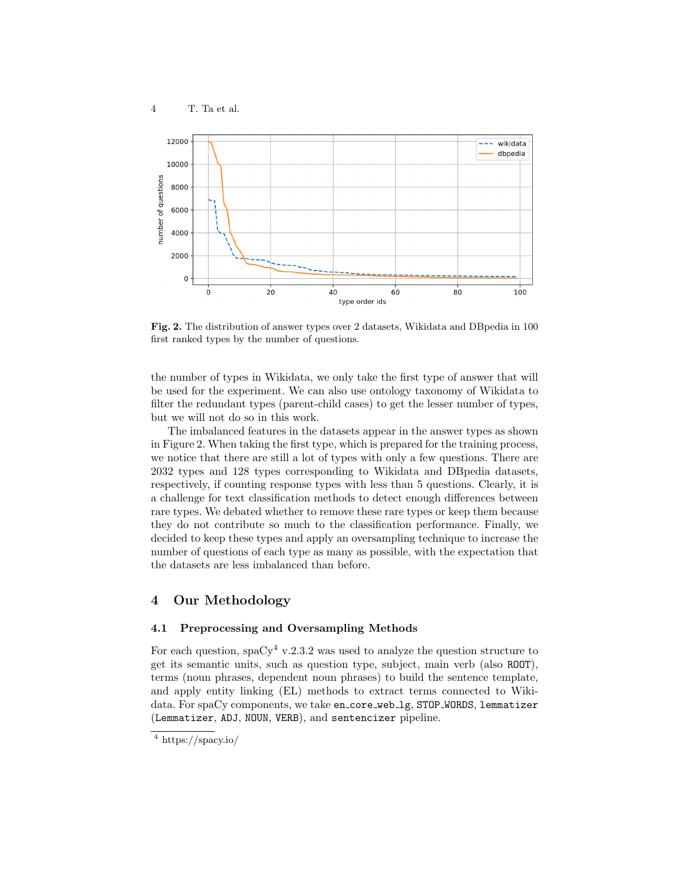Fig. 2. The distribution of answer types over 2 datasets, Wikidata and DBpedia in 100 first ranked types by the number of questions.

the number of types in Wikidata, we only take the first type of answer that will be used for the experiment. We can also use ontology taxonomy of Wikidata to filter the redundant types (parent-child cases) to get the lesser number of types, but we will not do so in this work.

The imbalanced features in the datasets appear in the answer types as shown in Figure 2. When taking the first type, which is prepared for the training process, we notice that there are still a lot of types with only a few questions. There are 2032 types and 128 types corresponding to Wikidata and DBpedia datasets, respectively, if counting response types with less than 5 questions. Clearly, it is a challenge for text classification methods to detect enough differences between rare types. We debated whether to remove these rare types or keep them because they do not contribute so much to the classification performance. Finally, we decided to keep these types and apply an oversampling technique to increase the number of questions of each type as many as possible, with the expectation that the datasets are less imbalanced than before.

## 4 Our Methodology

### 4.1 Preprocessing and Oversampling Methods

For each question, spaCy[4] v.2.3.2 was used to analyze the question structure to get its semantic units, such as question type, subject, main verb (also `ROOT`), terms (noun phrases, dependent noun phrases) to build the sentence template, and apply entity linking (EL) methods to extract terms connected to Wikidata. For spaCy components, we take `en_core_web_lg`, `STOP_WORDS`, `lemmatizer` (`Lemmatizer`, `ADJ`, `NOUN`, `VERB`), and `sentencizer` pipeline.

[4] https://spacy.io/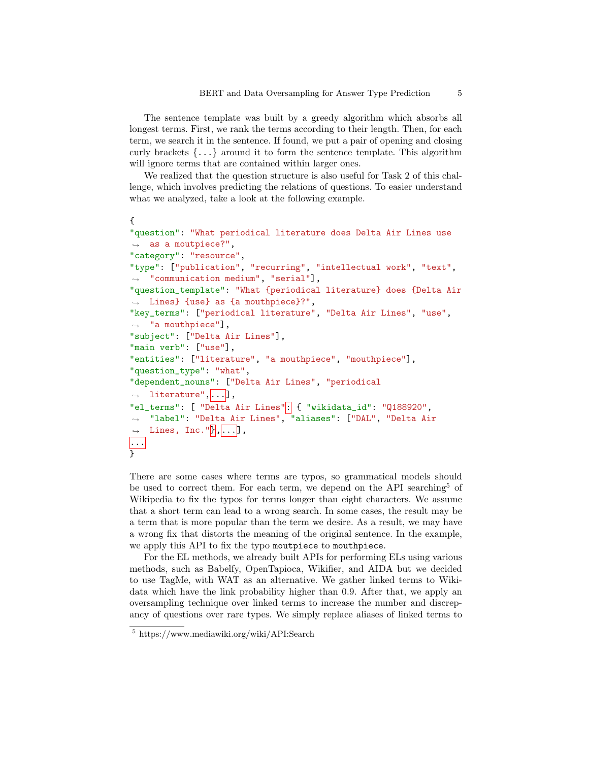The sentence template was built by a greedy algorithm which absorbs all longest terms. First, we rank the terms according to their length. Then, for each term, we search it in the sentence. If found, we put a pair of opening and closing curly brackets {...} around it to form the sentence template. This algorithm will ignore terms that are contained within larger ones.

We realized that the question structure is also useful for Task 2 of this challenge, which involves predicting the relations of questions. To easier understand what we analyzed, take a look at the following example.

```
{
"question": "What periodical literature does Delta Air Lines use
↪  as a moutpiece?",
"category": "resource",
"type": ["publication", "recurring", "intellectual work", "text",
↪  "communication medium", "serial"],
"question_template": "What {periodical literature} does {Delta Air
↪  Lines} {use} as {a mouthpiece}?",
"key_terms": ["periodical literature", "Delta Air Lines", "use",
↪  "a mouthpiece"],
"subject": ["Delta Air Lines"],
"main verb": ["use"],
"entities": ["literature", "a mouthpiece", "mouthpiece"],
"question_type": "what",
"dependent_nouns": ["Delta Air Lines", "periodical
↪  literature",...],
"el_terms": [ "Delta Air Lines": { "wikidata_id": "Q188920",
↪  "label": "Delta Air Lines", "aliases": ["DAL", "Delta Air
↪  Lines, Inc."]},...],
...
}
```

There are some cases where terms are typos, so grammatical models should be used to correct them. For each term, we depend on the API searching[5] of Wikipedia to fix the typos for terms longer than eight characters. We assume that a short term can lead to a wrong search. In some cases, the result may be a term that is more popular than the term we desire. As a result, we may have a wrong fix that distorts the meaning of the original sentence. In the example, we apply this API to fix the typo `moutpiece` to `mouthpiece`.

For the EL methods, we already built APIs for performing ELs using various methods, such as Babelfy, OpenTapioca, Wikifier, and AIDA but we decided to use TagMe, with WAT as an alternative. We gather linked terms to Wikidata which have the link probability higher than 0.9. After that, we apply an oversampling technique over linked terms to increase the number and discrepancy of questions over rare types. We simply replace aliases of linked terms to

[5] https://www.mediawiki.org/wiki/API:Search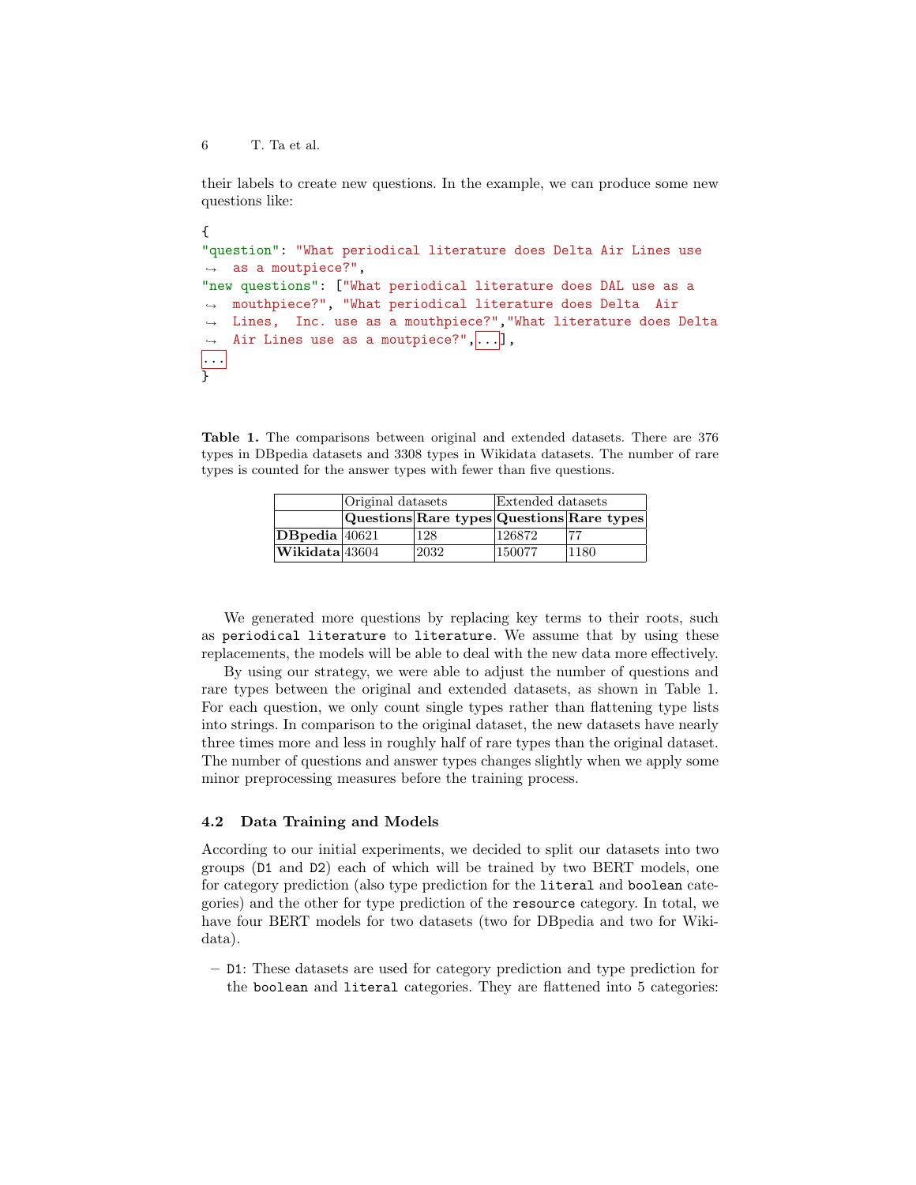their labels to create new questions. In the example, we can produce some new questions like:

```
{
"question": "What periodical literature does Delta Air Lines use
 as a moutpiece?",
"new questions": ["What periodical literature does DAL use as a
 mouthpiece?", "What periodical literature does Delta  Air
 Lines,  Inc. use as a mouthpiece?","What literature does Delta
 Air Lines use as a moutpiece?",...],
...
}
```

**Table 1.** The comparisons between original and extended datasets. There are 376 types in DBpedia datasets and 3308 types in Wikidata datasets. The number of rare types is counted for the answer types with fewer than five questions.

| | Original datasets | | Extended datasets | |
|---|---|---|---|---|
| | **Questions** | **Rare types** | **Questions** | **Rare types** |
| **DBpedia** | 40621 | 128 | 126872 | 77 |
| **Wikidata** | 43604 | 2032 | 150077 | 1180 |

We generated more questions by replacing key terms to their roots, such as `periodical literature` to `literature`. We assume that by using these replacements, the models will be able to deal with the new data more effectively.

By using our strategy, we were able to adjust the number of questions and rare types between the original and extended datasets, as shown in Table 1. For each question, we only count single types rather than flattening type lists into strings. In comparison to the original dataset, the new datasets have nearly three times more and less in roughly half of rare types than the original dataset. The number of questions and answer types changes slightly when we apply some minor preprocessing measures before the training process.

### 4.2 Data Training and Models

According to our initial experiments, we decided to split our datasets into two groups (`D1` and `D2`) each of which will be trained by two BERT models, one for category prediction (also type prediction for the `literal` and `boolean` categories) and the other for type prediction of the `resource` category. In total, we have four BERT models for two datasets (two for DBpedia and two for Wikidata).

- `D1`: These datasets are used for category prediction and type prediction for the `boolean` and `literal` categories. They are flattened into 5 categories: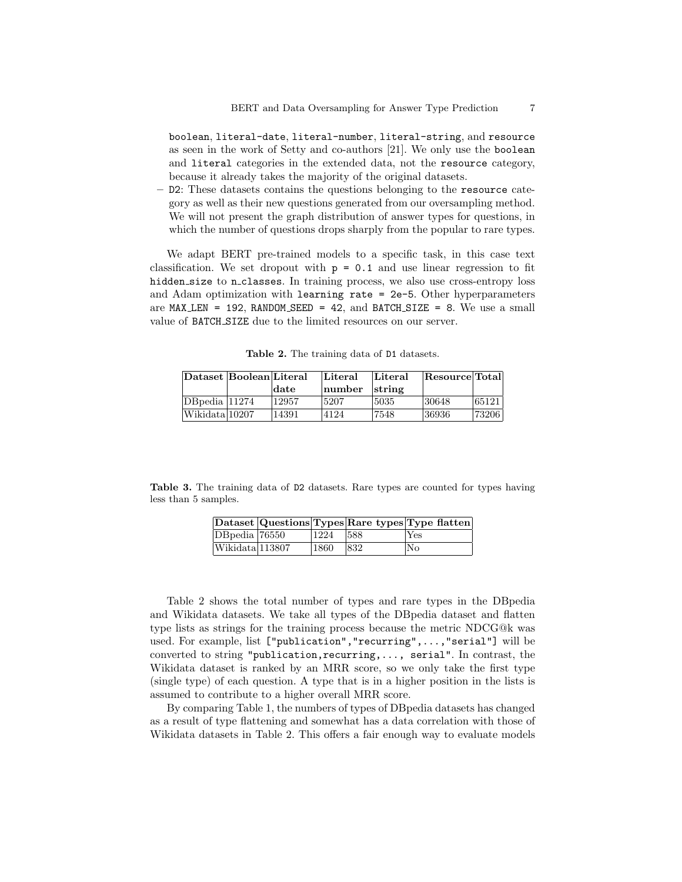boolean, literal-date, literal-number, literal-string, and resource as seen in the work of Setty and co-authors [21]. We only use the boolean and literal categories in the extended data, not the resource category, because it already takes the majority of the original datasets.

– D2: These datasets contains the questions belonging to the resource category as well as their new questions generated from our oversampling method. We will not present the graph distribution of answer types for questions, in which the number of questions drops sharply from the popular to rare types.

We adapt BERT pre-trained models to a specific task, in this case text classification. We set dropout with p = 0.1 and use linear regression to fit hidden_size to n_classes. In training process, we also use cross-entropy loss and Adam optimization with learning rate = 2e-5. Other hyperparameters are MAX_LEN = 192, RANDOM_SEED = 42, and BATCH_SIZE = 8. We use a small value of BATCH_SIZE due to the limited resources on our server.

**Table 2.** The training data of D1 datasets.

| Dataset | Boolean | Literal date | Literal number | Literal string | Resource | Total |
|---|---|---|---|---|---|---|
| DBpedia | 11274 | 12957 | 5207 | 5035 | 30648 | 65121 |
| Wikidata | 10207 | 14391 | 4124 | 7548 | 36936 | 73206 |

**Table 3.** The training data of D2 datasets. Rare types are counted for types having less than 5 samples.

| Dataset | Questions | Types | Rare types | Type flatten |
|---|---|---|---|---|
| DBpedia | 76550 | 1224 | 588 | Yes |
| Wikidata | 113807 | 1860 | 832 | No |

Table 2 shows the total number of types and rare types in the DBpedia and Wikidata datasets. We take all types of the DBpedia dataset and flatten type lists as strings for the training process because the metric NDCG@k was used. For example, list ["publication","recurring",...,"serial"] will be converted to string "publication,recurring,..., serial". In contrast, the Wikidata dataset is ranked by an MRR score, so we only take the first type (single type) of each question. A type that is in a higher position in the lists is assumed to contribute to a higher overall MRR score.

By comparing Table 1, the numbers of types of DBpedia datasets has changed as a result of type flattening and somewhat has a data correlation with those of Wikidata datasets in Table 2. This offers a fair enough way to evaluate models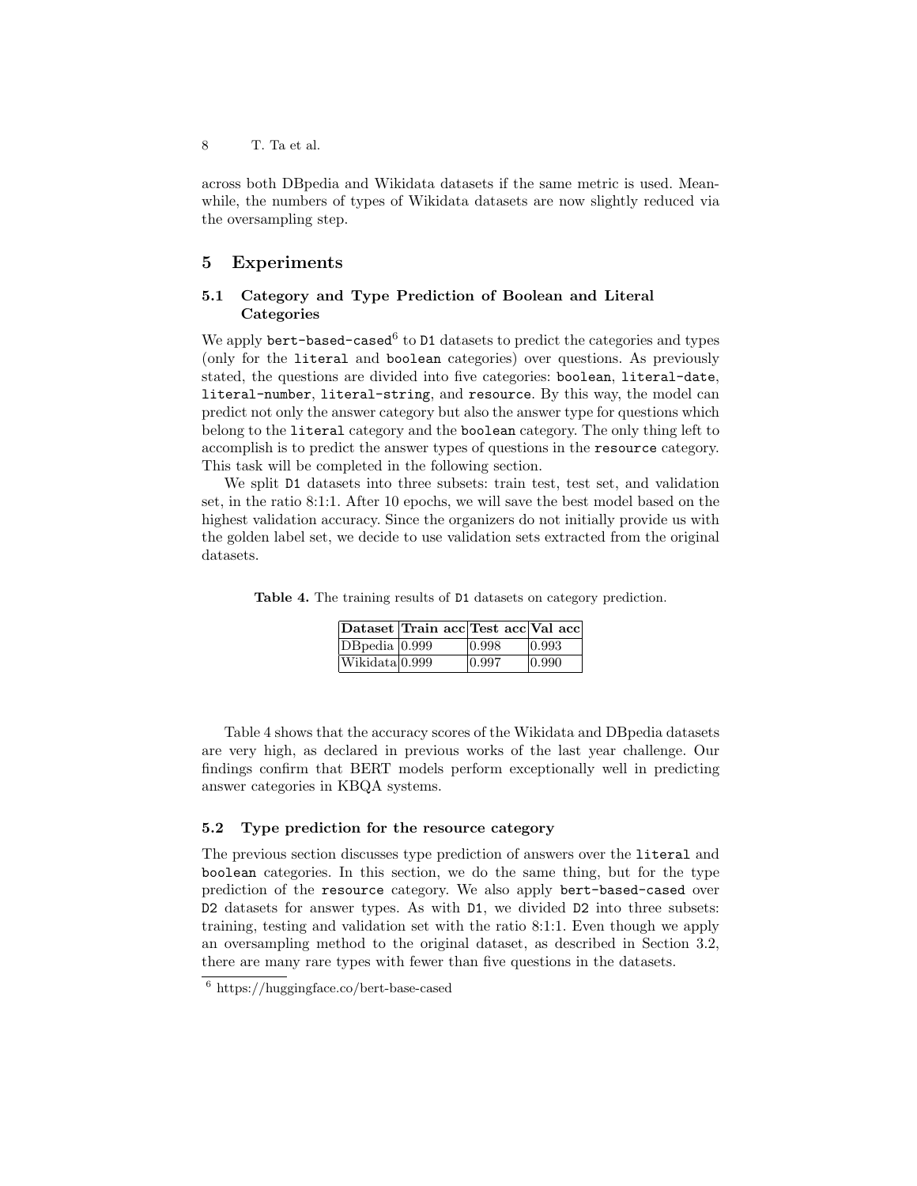across both DBpedia and Wikidata datasets if the same metric is used. Meanwhile, the numbers of types of Wikidata datasets are now slightly reduced via the oversampling step.

## 5 Experiments

### 5.1 Category and Type Prediction of Boolean and Literal Categories

We apply `bert-based-cased`[6] to `D1` datasets to predict the categories and types (only for the `literal` and `boolean` categories) over questions. As previously stated, the questions are divided into five categories: `boolean`, `literal-date`, `literal-number`, `literal-string`, and `resource`. By this way, the model can predict not only the answer category but also the answer type for questions which belong to the `literal` category and the `boolean` category. The only thing left to accomplish is to predict the answer types of questions in the `resource` category. This task will be completed in the following section.

We split `D1` datasets into three subsets: train test, test set, and validation set, in the ratio 8:1:1. After 10 epochs, we will save the best model based on the highest validation accuracy. Since the organizers do not initially provide us with the golden label set, we decide to use validation sets extracted from the original datasets.

**Table 4.** The training results of `D1` datasets on category prediction.

| Dataset | Train acc | Test acc | Val acc |
|---|---|---|---|
| DBpedia | 0.999 | 0.998 | 0.993 |
| Wikidata | 0.999 | 0.997 | 0.990 |

Table 4 shows that the accuracy scores of the Wikidata and DBpedia datasets are very high, as declared in previous works of the last year challenge. Our findings confirm that BERT models perform exceptionally well in predicting answer categories in KBQA systems.

### 5.2 Type prediction for the resource category

The previous section discusses type prediction of answers over the `literal` and `boolean` categories. In this section, we do the same thing, but for the type prediction of the `resource` category. We also apply `bert-based-cased` over `D2` datasets for answer types. As with `D1`, we divided `D2` into three subsets: training, testing and validation set with the ratio 8:1:1. Even though we apply an oversampling method to the original dataset, as described in Section 3.2, there are many rare types with fewer than five questions in the datasets.

[6] https://huggingface.co/bert-base-cased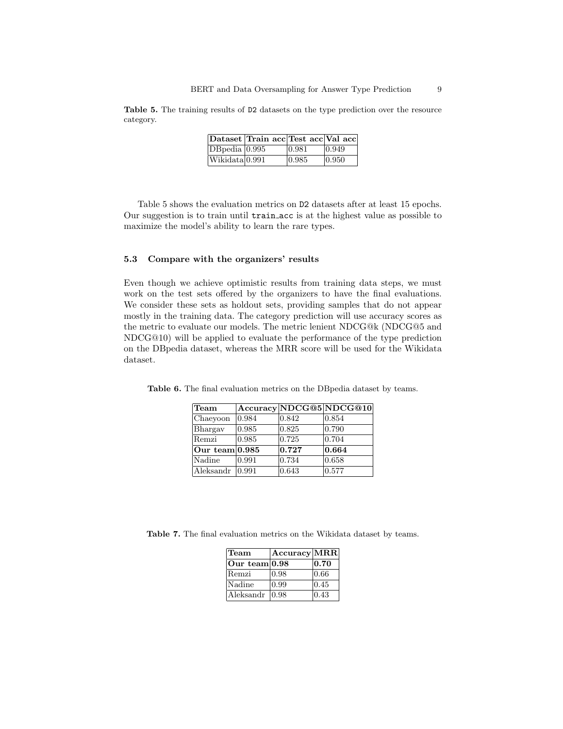**Table 5.** The training results of `D2` datasets on the type prediction over the resource category.

| Dataset | Train acc | Test acc | Val acc |
| --- | --- | --- | --- |
| DBpedia | 0.995 | 0.981 | 0.949 |
| Wikidata | 0.991 | 0.985 | 0.950 |

Table 5 shows the evaluation metrics on `D2` datasets after at least 15 epochs. Our suggestion is to train until `train_acc` is at the highest value as possible to maximize the model's ability to learn the rare types.

### 5.3 Compare with the organizers' results

Even though we achieve optimistic results from training data steps, we must work on the test sets offered by the organizers to have the final evaluations. We consider these sets as holdout sets, providing samples that do not appear mostly in the training data. The category prediction will use accuracy scores as the metric to evaluate our models. The metric lenient NDCG@k (NDCG@5 and NDCG@10) will be applied to evaluate the performance of the type prediction on the DBpedia dataset, whereas the MRR score will be used for the Wikidata dataset.

**Table 6.** The final evaluation metrics on the DBpedia dataset by teams.

| Team | Accuracy | NDCG@5 | NDCG@10 |
| --- | --- | --- | --- |
| Chaeyoon | 0.984 | 0.842 | 0.854 |
| Bhargav | 0.985 | 0.825 | 0.790 |
| Remzi | 0.985 | 0.725 | 0.704 |
| **Our team** | **0.985** | **0.727** | **0.664** |
| Nadine | 0.991 | 0.734 | 0.658 |
| Aleksandr | 0.991 | 0.643 | 0.577 |

**Table 7.** The final evaluation metrics on the Wikidata dataset by teams.

| Team | Accuracy | MRR |
| --- | --- | --- |
| **Our team** | **0.98** | **0.70** |
| Remzi | 0.98 | 0.66 |
| Nadine | 0.99 | 0.45 |
| Aleksandr | 0.98 | 0.43 |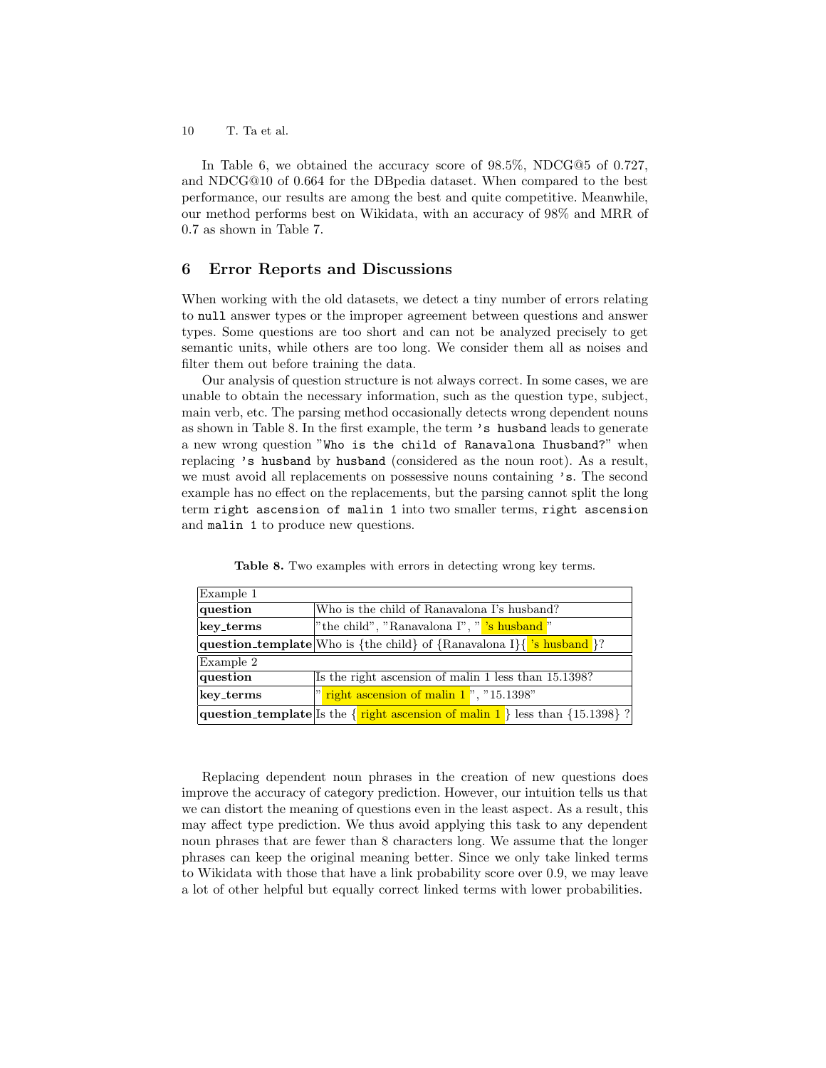In Table 6, we obtained the accuracy score of 98.5%, NDCG@5 of 0.727, and NDCG@10 of 0.664 for the DBpedia dataset. When compared to the best performance, our results are among the best and quite competitive. Meanwhile, our method performs best on Wikidata, with an accuracy of 98% and MRR of 0.7 as shown in Table 7.

## 6 Error Reports and Discussions

When working with the old datasets, we detect a tiny number of errors relating to `null` answer types or the improper agreement between questions and answer types. Some questions are too short and can not be analyzed precisely to get semantic units, while others are too long. We consider them all as noises and filter them out before training the data.

Our analysis of question structure is not always correct. In some cases, we are unable to obtain the necessary information, such as the question type, subject, main verb, etc. The parsing method occasionally detects wrong dependent nouns as shown in Table 8. In the first example, the term `'s husband` leads to generate a new wrong question "`Who is the child of Ranavalona Ihusband?`" when replacing `'s husband` by `husband` (considered as the noun root). As a result, we must avoid all replacements on possessive nouns containing `'s`. The second example has no effect on the replacements, but the parsing cannot split the long term `right ascension of malin 1` into two smaller terms, `right ascension` and `malin 1` to produce new questions.

**Table 8.** Two examples with errors in detecting wrong key terms.

| Example 1 | |
|---|---|
| **question** | Who is the child of Ranavalona I's husband? |
| **key_terms** | "the child", "Ranavalona I", " 's husband " |
| **question_template** | Who is {the child} of {Ranavalona I}{ 's husband }? |
| Example 2 | |
| **question** | Is the right ascension of malin 1 less than 15.1398? |
| **key_terms** | " right ascension of malin 1 ", "15.1398" |
| **question_template** | Is the { right ascension of malin 1 } less than {15.1398} ? |

Replacing dependent noun phrases in the creation of new questions does improve the accuracy of category prediction. However, our intuition tells us that we can distort the meaning of questions even in the least aspect. As a result, this may affect type prediction. We thus avoid applying this task to any dependent noun phrases that are fewer than 8 characters long. We assume that the longer phrases can keep the original meaning better. Since we only take linked terms to Wikidata with those that have a link probability score over 0.9, we may leave a lot of other helpful but equally correct linked terms with lower probabilities.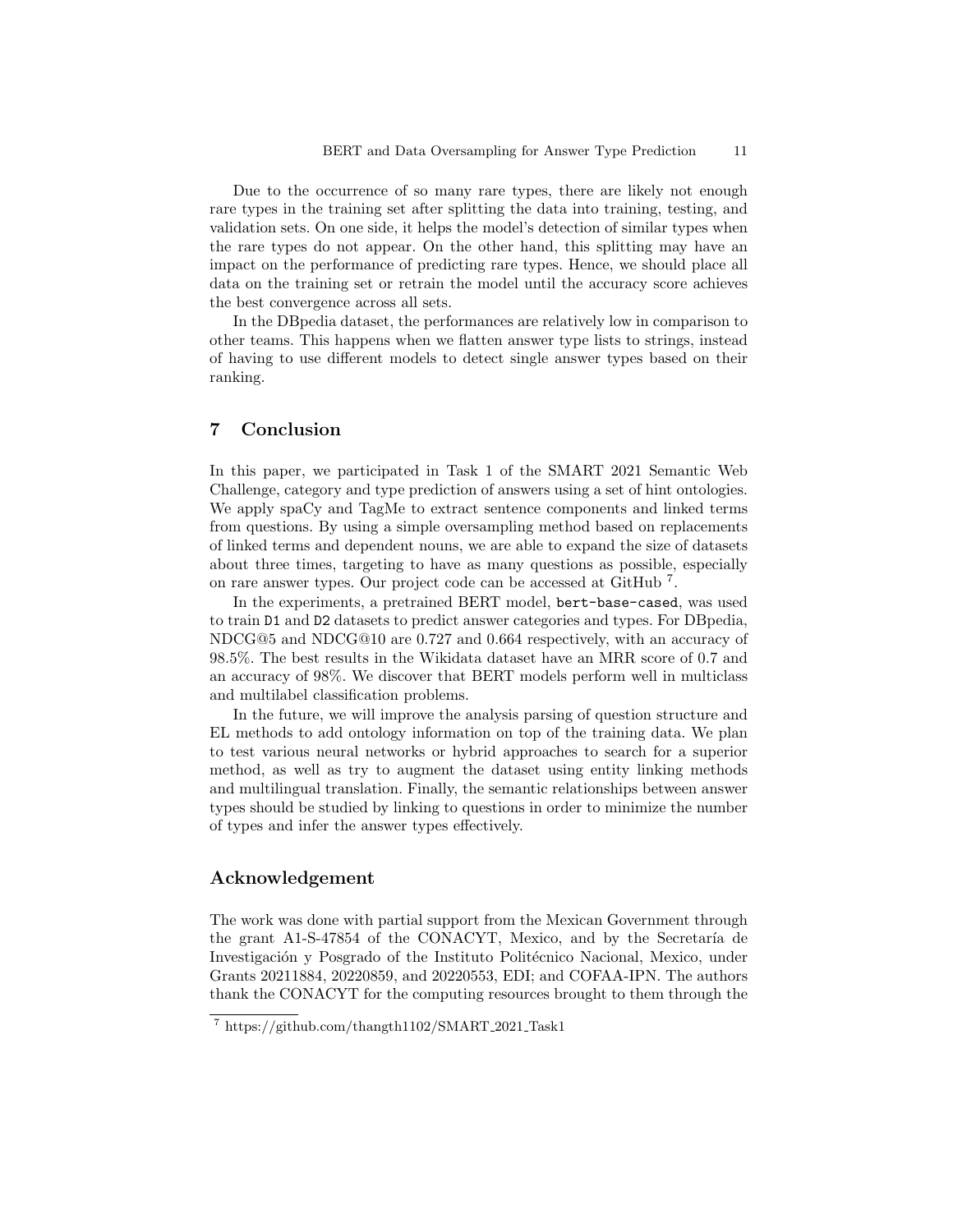Due to the occurrence of so many rare types, there are likely not enough rare types in the training set after splitting the data into training, testing, and validation sets. On one side, it helps the model's detection of similar types when the rare types do not appear. On the other hand, this splitting may have an impact on the performance of predicting rare types. Hence, we should place all data on the training set or retrain the model until the accuracy score achieves the best convergence across all sets.

In the DBpedia dataset, the performances are relatively low in comparison to other teams. This happens when we flatten answer type lists to strings, instead of having to use different models to detect single answer types based on their ranking.

## 7 Conclusion

In this paper, we participated in Task 1 of the SMART 2021 Semantic Web Challenge, category and type prediction of answers using a set of hint ontologies. We apply spaCy and TagMe to extract sentence components and linked terms from questions. By using a simple oversampling method based on replacements of linked terms and dependent nouns, we are able to expand the size of datasets about three times, targeting to have as many questions as possible, especially on rare answer types. Our project code can be accessed at GitHub [7].

In the experiments, a pretrained BERT model, `bert-base-cased`, was used to train `D1` and `D2` datasets to predict answer categories and types. For DBpedia, NDCG@5 and NDCG@10 are 0.727 and 0.664 respectively, with an accuracy of 98.5%. The best results in the Wikidata dataset have an MRR score of 0.7 and an accuracy of 98%. We discover that BERT models perform well in multiclass and multilabel classification problems.

In the future, we will improve the analysis parsing of question structure and EL methods to add ontology information on top of the training data. We plan to test various neural networks or hybrid approaches to search for a superior method, as well as try to augment the dataset using entity linking methods and multilingual translation. Finally, the semantic relationships between answer types should be studied by linking to questions in order to minimize the number of types and infer the answer types effectively.

## Acknowledgement

The work was done with partial support from the Mexican Government through the grant A1-S-47854 of the CONACYT, Mexico, and by the Secretaría de Investigación y Posgrado of the Instituto Politécnico Nacional, Mexico, under Grants 20211884, 20220859, and 20220553, EDI; and COFAA-IPN. The authors thank the CONACYT for the computing resources brought to them through the

[7] https://github.com/thangth1102/SMART_2021_Task1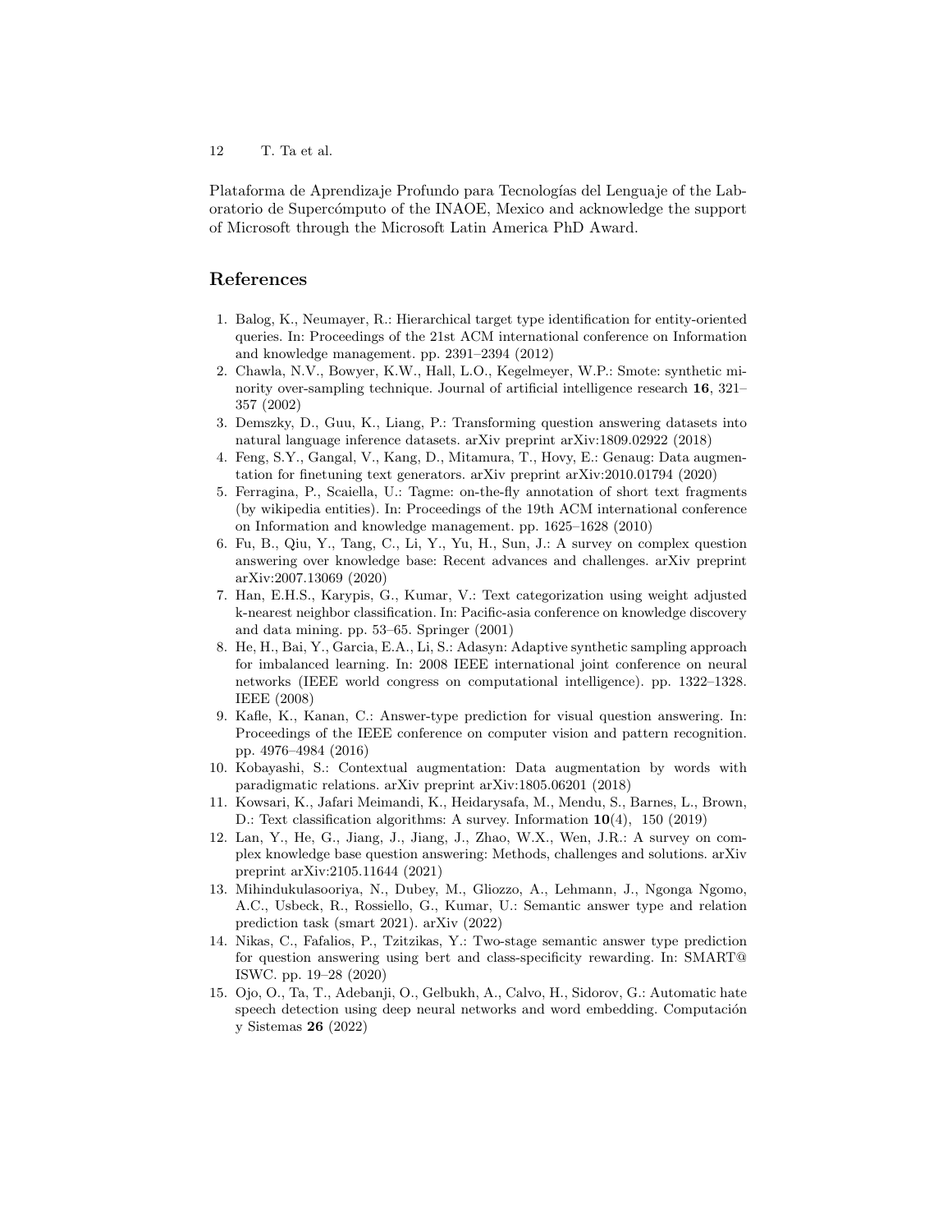Plataforma de Aprendizaje Profundo para Tecnologías del Lenguaje of the Laboratorio de Supercómputo of the INAOE, Mexico and acknowledge the support of Microsoft through the Microsoft Latin America PhD Award.

## References

1. Balog, K., Neumayer, R.: Hierarchical target type identification for entity-oriented queries. In: Proceedings of the 21st ACM international conference on Information and knowledge management. pp. 2391–2394 (2012)
2. Chawla, N.V., Bowyer, K.W., Hall, L.O., Kegelmeyer, W.P.: Smote: synthetic minority over-sampling technique. Journal of artificial intelligence research **16**, 321–357 (2002)
3. Demszky, D., Guu, K., Liang, P.: Transforming question answering datasets into natural language inference datasets. arXiv preprint arXiv:1809.02922 (2018)
4. Feng, S.Y., Gangal, V., Kang, D., Mitamura, T., Hovy, E.: Genaug: Data augmentation for finetuning text generators. arXiv preprint arXiv:2010.01794 (2020)
5. Ferragina, P., Scaiella, U.: Tagme: on-the-fly annotation of short text fragments (by wikipedia entities). In: Proceedings of the 19th ACM international conference on Information and knowledge management. pp. 1625–1628 (2010)
6. Fu, B., Qiu, Y., Tang, C., Li, Y., Yu, H., Sun, J.: A survey on complex question answering over knowledge base: Recent advances and challenges. arXiv preprint arXiv:2007.13069 (2020)
7. Han, E.H.S., Karypis, G., Kumar, V.: Text categorization using weight adjusted k-nearest neighbor classification. In: Pacific-asia conference on knowledge discovery and data mining. pp. 53–65. Springer (2001)
8. He, H., Bai, Y., Garcia, E.A., Li, S.: Adasyn: Adaptive synthetic sampling approach for imbalanced learning. In: 2008 IEEE international joint conference on neural networks (IEEE world congress on computational intelligence). pp. 1322–1328. IEEE (2008)
9. Kafle, K., Kanan, C.: Answer-type prediction for visual question answering. In: Proceedings of the IEEE conference on computer vision and pattern recognition. pp. 4976–4984 (2016)
10. Kobayashi, S.: Contextual augmentation: Data augmentation by words with paradigmatic relations. arXiv preprint arXiv:1805.06201 (2018)
11. Kowsari, K., Jafari Meimandi, K., Heidarysafa, M., Mendu, S., Barnes, L., Brown, D.: Text classification algorithms: A survey. Information **10**(4), 150 (2019)
12. Lan, Y., He, G., Jiang, J., Jiang, J., Zhao, W.X., Wen, J.R.: A survey on complex knowledge base question answering: Methods, challenges and solutions. arXiv preprint arXiv:2105.11644 (2021)
13. Mihindukulasooriya, N., Dubey, M., Gliozzo, A., Lehmann, J., Ngonga Ngomo, A.C., Usbeck, R., Rossiello, G., Kumar, U.: Semantic answer type and relation prediction task (smart 2021). arXiv (2022)
14. Nikas, C., Fafalios, P., Tzitzikas, Y.: Two-stage semantic answer type prediction for question answering using bert and class-specificity rewarding. In: SMART@ ISWC. pp. 19–28 (2020)
15. Ojo, O., Ta, T., Adebanji, O., Gelbukh, A., Calvo, H., Sidorov, G.: Automatic hate speech detection using deep neural networks and word embedding. Computación y Sistemas **26** (2022)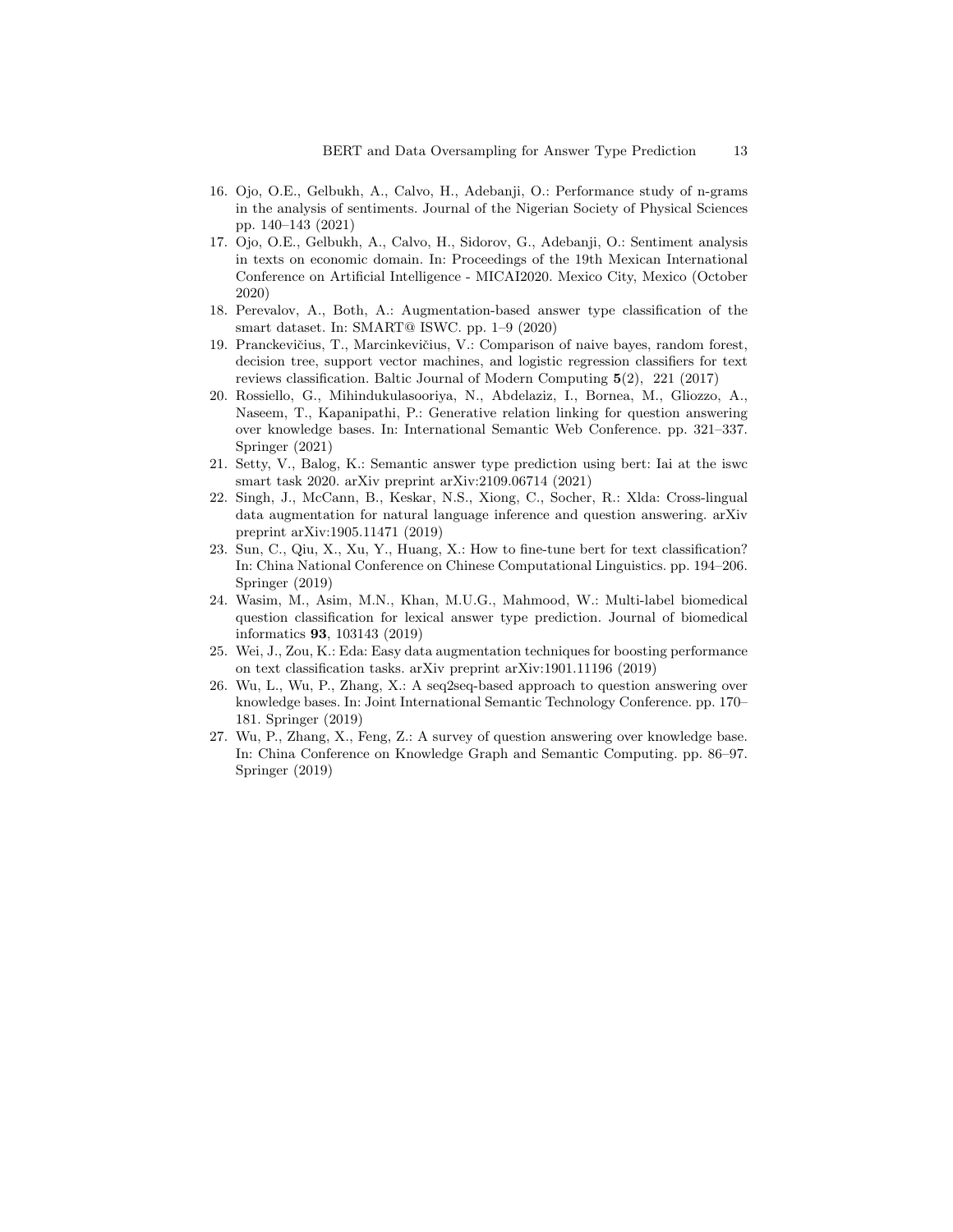16. Ojo, O.E., Gelbukh, A., Calvo, H., Adebanji, O.: Performance study of n-grams in the analysis of sentiments. Journal of the Nigerian Society of Physical Sciences pp. 140–143 (2021)
17. Ojo, O.E., Gelbukh, A., Calvo, H., Sidorov, G., Adebanji, O.: Sentiment analysis in texts on economic domain. In: Proceedings of the 19th Mexican International Conference on Artificial Intelligence - MICAI2020. Mexico City, Mexico (October 2020)
18. Perevalov, A., Both, A.: Augmentation-based answer type classification of the smart dataset. In: SMART@ ISWC. pp. 1–9 (2020)
19. Pranckevičius, T., Marcinkevičius, V.: Comparison of naive bayes, random forest, decision tree, support vector machines, and logistic regression classifiers for text reviews classification. Baltic Journal of Modern Computing **5**(2), 221 (2017)
20. Rossiello, G., Mihindukulasooriya, N., Abdelaziz, I., Bornea, M., Gliozzo, A., Naseem, T., Kapanipathi, P.: Generative relation linking for question answering over knowledge bases. In: International Semantic Web Conference. pp. 321–337. Springer (2021)
21. Setty, V., Balog, K.: Semantic answer type prediction using bert: Iai at the iswc smart task 2020. arXiv preprint arXiv:2109.06714 (2021)
22. Singh, J., McCann, B., Keskar, N.S., Xiong, C., Socher, R.: Xlda: Cross-lingual data augmentation for natural language inference and question answering. arXiv preprint arXiv:1905.11471 (2019)
23. Sun, C., Qiu, X., Xu, Y., Huang, X.: How to fine-tune bert for text classification? In: China National Conference on Chinese Computational Linguistics. pp. 194–206. Springer (2019)
24. Wasim, M., Asim, M.N., Khan, M.U.G., Mahmood, W.: Multi-label biomedical question classification for lexical answer type prediction. Journal of biomedical informatics **93**, 103143 (2019)
25. Wei, J., Zou, K.: Eda: Easy data augmentation techniques for boosting performance on text classification tasks. arXiv preprint arXiv:1901.11196 (2019)
26. Wu, L., Wu, P., Zhang, X.: A seq2seq-based approach to question answering over knowledge bases. In: Joint International Semantic Technology Conference. pp. 170–181. Springer (2019)
27. Wu, P., Zhang, X., Feng, Z.: A survey of question answering over knowledge base. In: China Conference on Knowledge Graph and Semantic Computing. pp. 86–97. Springer (2019)